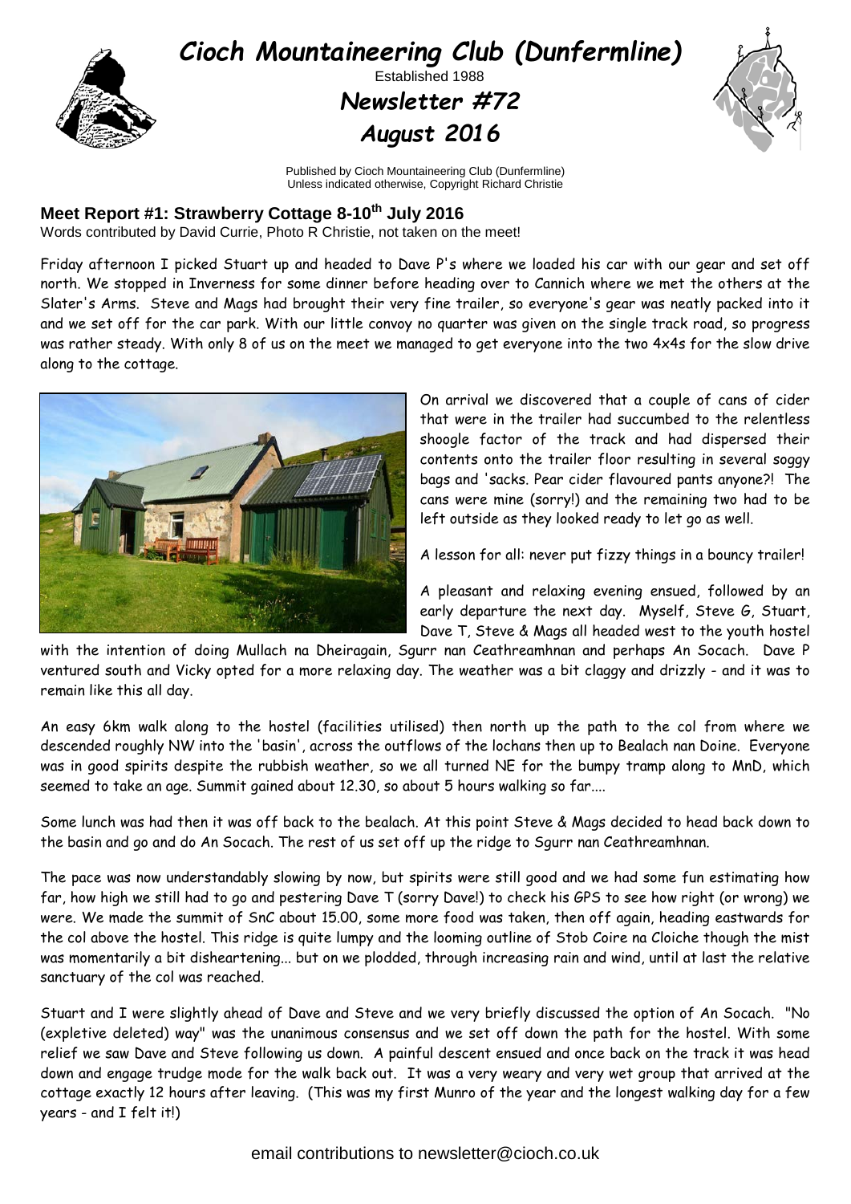# Cioch Mountaineering Club (Dunfermline)

Established 1988

## Newsletter #72

## August 2016

Published by Cioch Mountaineering Club (Dunfermline)
Unless indicated otherwise, Copyright Richard Christie

### Meet Report #1: Strawberry Cottage 8-10th July 2016

Words contributed by David Currie, Photo R Christie, not taken on the meet!

Friday afternoon I picked Stuart up and headed to Dave P's where we loaded his car with our gear and set off north. We stopped in Inverness for some dinner before heading over to Cannich where we met the others at the Slater's Arms. Steve and Mags had brought their very fine trailer, so everyone's gear was neatly packed into it and we set off for the car park. With our little convoy no quarter was given on the single track road, so progress was rather steady. With only 8 of us on the meet we managed to get everyone into the two 4x4s for the slow drive along to the cottage.

On arrival we discovered that a couple of cans of cider that were in the trailer had succumbed to the relentless shoogle factor of the track and had dispersed their contents onto the trailer floor resulting in several soggy bags and 'sacks. Pear cider flavoured pants anyone?! The cans were mine (sorry!) and the remaining two had to be left outside as they looked ready to let go as well.

A lesson for all: never put fizzy things in a bouncy trailer!

A pleasant and relaxing evening ensued, followed by an early departure the next day. Myself, Steve G, Stuart, Dave T, Steve & Mags all headed west to the youth hostel with the intention of doing Mullach na Dheiragain, Sgurr nan Ceathreamhnan and perhaps An Socach. Dave P ventured south and Vicky opted for a more relaxing day. The weather was a bit claggy and drizzly - and it was to remain like this all day.

An easy 6km walk along to the hostel (facilities utilised) then north up the path to the col from where we descended roughly NW into the 'basin', across the outflows of the lochans then up to Bealach nan Doine. Everyone was in good spirits despite the rubbish weather, so we all turned NE for the bumpy tramp along to MnD, which seemed to take an age. Summit gained about 12.30, so about 5 hours walking so far....

Some lunch was had then it was off back to the bealach. At this point Steve & Mags decided to head back down to the basin and go and do An Socach. The rest of us set off up the ridge to Sgurr nan Ceathreamhnan.

The pace was now understandably slowing by now, but spirits were still good and we had some fun estimating how far, how high we still had to go and pestering Dave T (sorry Dave!) to check his GPS to see how right (or wrong) we were. We made the summit of SnC about 15.00, some more food was taken, then off again, heading eastwards for the col above the hostel. This ridge is quite lumpy and the looming outline of Stob Coire na Cloiche though the mist was momentarily a bit disheartening... but on we plodded, through increasing rain and wind, until at last the relative sanctuary of the col was reached.

Stuart and I were slightly ahead of Dave and Steve and we very briefly discussed the option of An Socach. "No (expletive deleted) way" was the unanimous consensus and we set off down the path for the hostel. With some relief we saw Dave and Steve following us down. A painful descent ensued and once back on the track it was head down and engage trudge mode for the walk back out. It was a very weary and very wet group that arrived at the cottage exactly 12 hours after leaving. (This was my first Munro of the year and the longest walking day for a few years - and I felt it!)

email contributions to newsletter@cioch.co.uk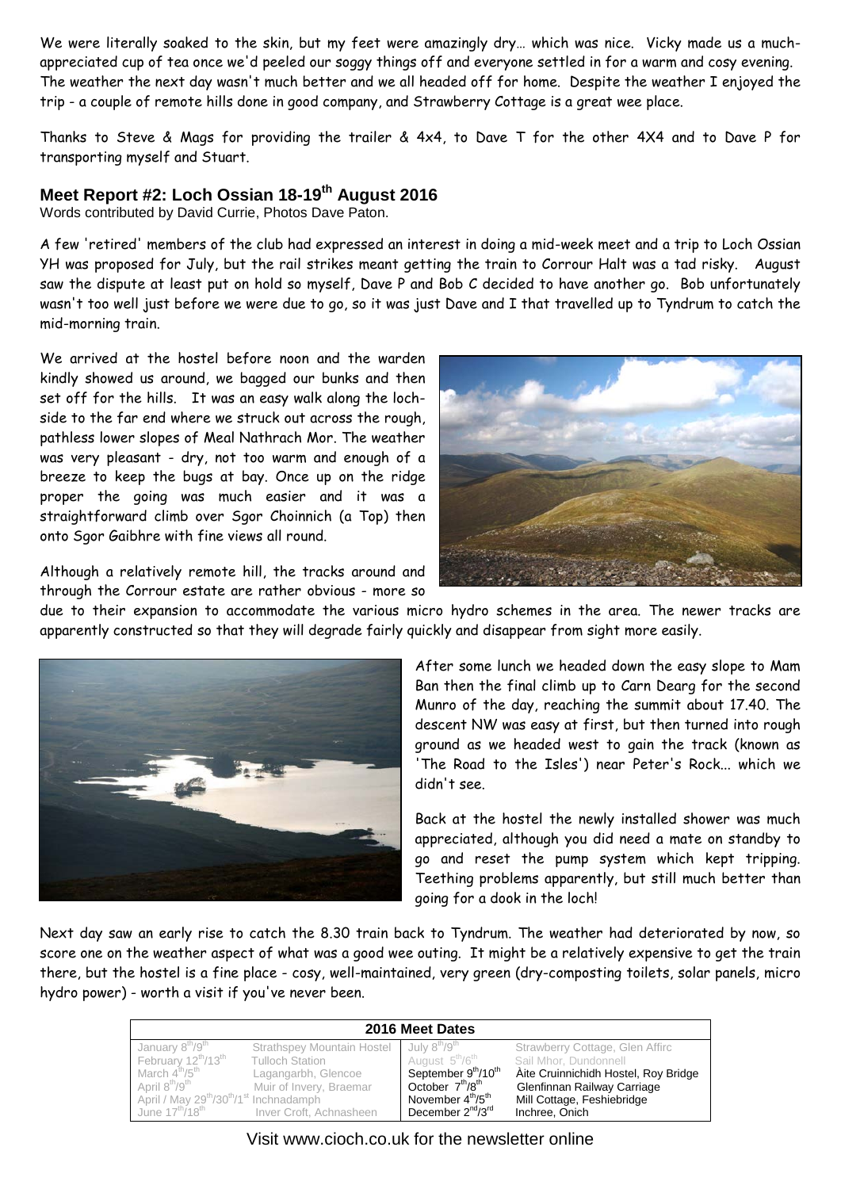We were literally soaked to the skin, but my feet were amazingly dry… which was nice. Vicky made us a much-appreciated cup of tea once we'd peeled our soggy things off and everyone settled in for a warm and cosy evening. The weather the next day wasn't much better and we all headed off for home. Despite the weather I enjoyed the trip - a couple of remote hills done in good company, and Strawberry Cottage is a great wee place.

Thanks to Steve & Mags for providing the trailer & 4x4, to Dave T for the other 4X4 and to Dave P for transporting myself and Stuart.

## Meet Report #2: Loch Ossian 18-19th August 2016

Words contributed by David Currie, Photos Dave Paton.

A few 'retired' members of the club had expressed an interest in doing a mid-week meet and a trip to Loch Ossian YH was proposed for July, but the rail strikes meant getting the train to Corrour Halt was a tad risky. August saw the dispute at least put on hold so myself, Dave P and Bob C decided to have another go. Bob unfortunately wasn't too well just before we were due to go, so it was just Dave and I that travelled up to Tyndrum to catch the mid-morning train.

We arrived at the hostel before noon and the warden kindly showed us around, we bagged our bunks and then set off for the hills. It was an easy walk along the loch-side to the far end where we struck out across the rough, pathless lower slopes of Meal Nathrach Mor. The weather was very pleasant - dry, not too warm and enough of a breeze to keep the bugs at bay. Once up on the ridge proper the going was much easier and it was a straightforward climb over Sgor Choinnich (a Top) then onto Sgor Gaibhre with fine views all round.

Although a relatively remote hill, the tracks around and through the Corrour estate are rather obvious - more so due to their expansion to accommodate the various micro hydro schemes in the area. The newer tracks are apparently constructed so that they will degrade fairly quickly and disappear from sight more easily.

After some lunch we headed down the easy slope to Mam Ban then the final climb up to Carn Dearg for the second Munro of the day, reaching the summit about 17.40. The descent NW was easy at first, but then turned into rough ground as we headed west to gain the track (known as 'The Road to the Isles') near Peter's Rock... which we didn't see.

Back at the hostel the newly installed shower was much appreciated, although you did need a mate on standby to go and reset the pump system which kept tripping. Teething problems apparently, but still much better than going for a dook in the loch!

Next day saw an early rise to catch the 8.30 train back to Tyndrum. The weather had deteriorated by now, so score one on the weather aspect of what was a good wee outing. It might be a relatively expensive to get the train there, but the hostel is a fine place - cosy, well-maintained, very green (dry-composting toilets, solar panels, micro hydro power) - worth a visit if you've never been.

| 2016 Meet Dates | | | |
|---|---|---|---|
| January 8th/9th | Strathspey Mountain Hostel | July 8th/9th | Strawberry Cottage, Glen Affirc |
| February 12th/13th | Tulloch Station | August 5th/6th | Sail Mhor, Dundonnell |
| March 4th/5th | Lagangarbh, Glencoe | September 9th/10th | Àite Cruinnichidh Hostel, Roy Bridge |
| April 8th/9th | Muir of Invery, Braemar | October 7th/8th | Glenfinnan Railway Carriage |
| April / May 29th/30th/1st | Inchnadamph | November 4th/5th | Mill Cottage, Feshiebridge |
| June 17th/18th | Inver Croft, Achnasheen | December 2nd/3rd | Inchree, Onich |

Visit www.cioch.co.uk for the newsletter online